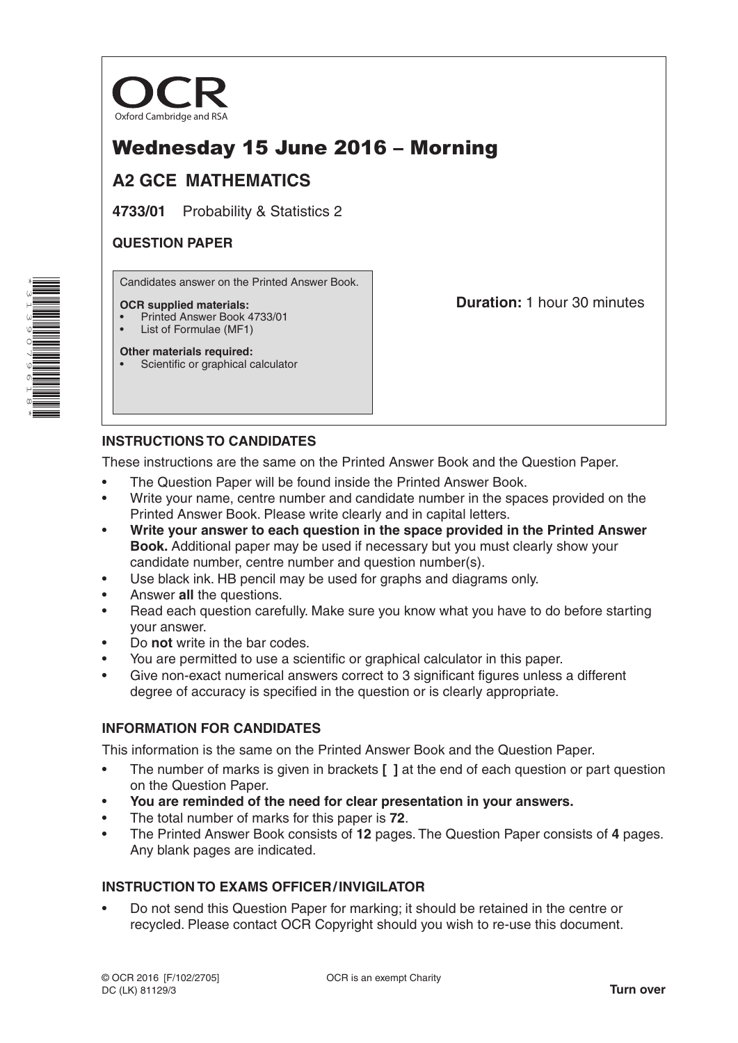OCR

Oxford Cambridge and RSA

# Wednesday 15 June 2016 – Morning

## A2 GCE MATHEMATICS

**4733/01** Probability & Statistics 2

**QUESTION PAPER**

Candidates answer on the Printed Answer Book.

**OCR supplied materials:**
- Printed Answer Book 4733/01
- List of Formulae (MF1)

**Other materials required:**
- Scientific or graphical calculator

**Duration:** 1 hour 30 minutes

### INSTRUCTIONS TO CANDIDATES

These instructions are the same on the Printed Answer Book and the Question Paper.

- The Question Paper will be found inside the Printed Answer Book.
- Write your name, centre number and candidate number in the spaces provided on the Printed Answer Book. Please write clearly and in capital letters.
- **Write your answer to each question in the space provided in the Printed Answer Book.** Additional paper may be used if necessary but you must clearly show your candidate number, centre number and question number(s).
- Use black ink. HB pencil may be used for graphs and diagrams only.
- Answer **all** the questions.
- Read each question carefully. Make sure you know what you have to do before starting your answer.
- Do **not** write in the bar codes.
- You are permitted to use a scientific or graphical calculator in this paper.
- Give non-exact numerical answers correct to 3 significant figures unless a different degree of accuracy is specified in the question or is clearly appropriate.

### INFORMATION FOR CANDIDATES

This information is the same on the Printed Answer Book and the Question Paper.

- The number of marks is given in brackets **[ ]** at the end of each question or part question on the Question Paper.
- **You are reminded of the need for clear presentation in your answers.**
- The total number of marks for this paper is **72**.
- The Printed Answer Book consists of **12** pages. The Question Paper consists of **4** pages. Any blank pages are indicated.

### INSTRUCTION TO EXAMS OFFICER / INVIGILATOR

- Do not send this Question Paper for marking; it should be retained in the centre or recycled. Please contact OCR Copyright should you wish to re-use this document.

© OCR 2016 [F/102/2705]
DC (LK) 81129/3

OCR is an exempt Charity

**Turn over**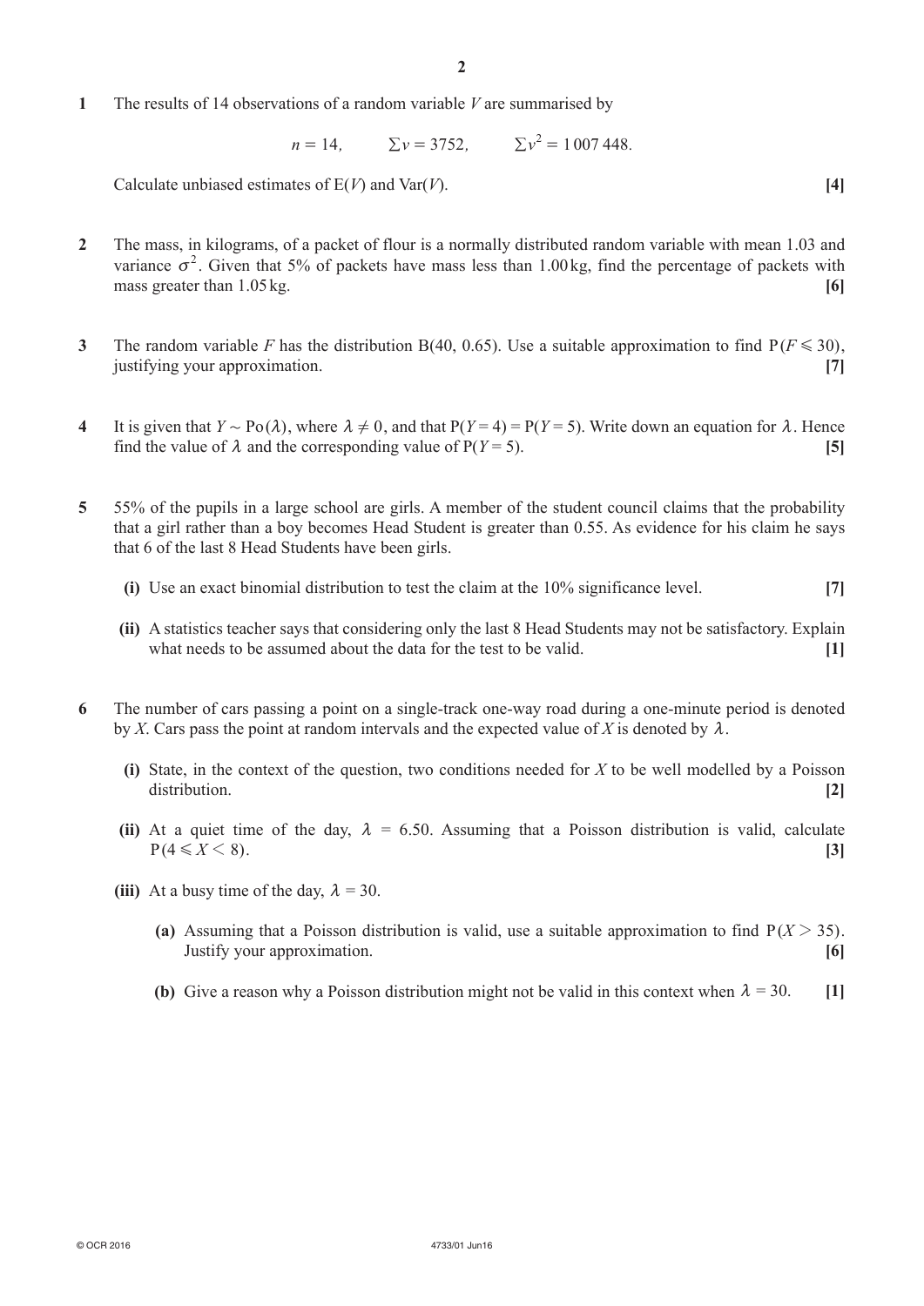**1** The results of 14 observations of a random variable $V$ are summarised by

$$n = 14, \qquad \sum v = 3752, \qquad \sum v^2 = 1\,007\,448.$$

Calculate unbiased estimates of $\mathrm{E}(V)$ and $\mathrm{Var}(V)$. **[4]**

**2** The mass, in kilograms, of a packet of flour is a normally distributed random variable with mean 1.03 and variance $\sigma^2$. Given that 5% of packets have mass less than 1.00 kg, find the percentage of packets with mass greater than 1.05 kg. **[6]**

**3** The random variable $F$ has the distribution $\mathrm{B}(40, 0.65)$. Use a suitable approximation to find $\mathrm{P}(F \leqslant 30)$, justifying your approximation. **[7]**

**4** It is given that $Y \sim \mathrm{Po}(\lambda)$, where $\lambda \neq 0$, and that $\mathrm{P}(Y = 4) = \mathrm{P}(Y = 5)$. Write down an equation for $\lambda$. Hence find the value of $\lambda$ and the corresponding value of $\mathrm{P}(Y = 5)$. **[5]**

**5** 55% of the pupils in a large school are girls. A member of the student council claims that the probability that a girl rather than a boy becomes Head Student is greater than 0.55. As evidence for his claim he says that 6 of the last 8 Head Students have been girls.

**(i)** Use an exact binomial distribution to test the claim at the 10% significance level. **[7]**

**(ii)** A statistics teacher says that considering only the last 8 Head Students may not be satisfactory. Explain what needs to be assumed about the data for the test to be valid. **[1]**

**6** The number of cars passing a point on a single-track one-way road during a one-minute period is denoted by $X$. Cars pass the point at random intervals and the expected value of $X$ is denoted by $\lambda$.

**(i)** State, in the context of the question, two conditions needed for $X$ to be well modelled by a Poisson distribution. **[2]**

**(ii)** At a quiet time of the day, $\lambda = 6.50$. Assuming that a Poisson distribution is valid, calculate $\mathrm{P}(4 \leqslant X < 8)$. **[3]**

**(iii)** At a busy time of the day, $\lambda = 30$.

**(a)** Assuming that a Poisson distribution is valid, use a suitable approximation to find $\mathrm{P}(X > 35)$. Justify your approximation. **[6]**

**(b)** Give a reason why a Poisson distribution might not be valid in this context when $\lambda = 30$. **[1]**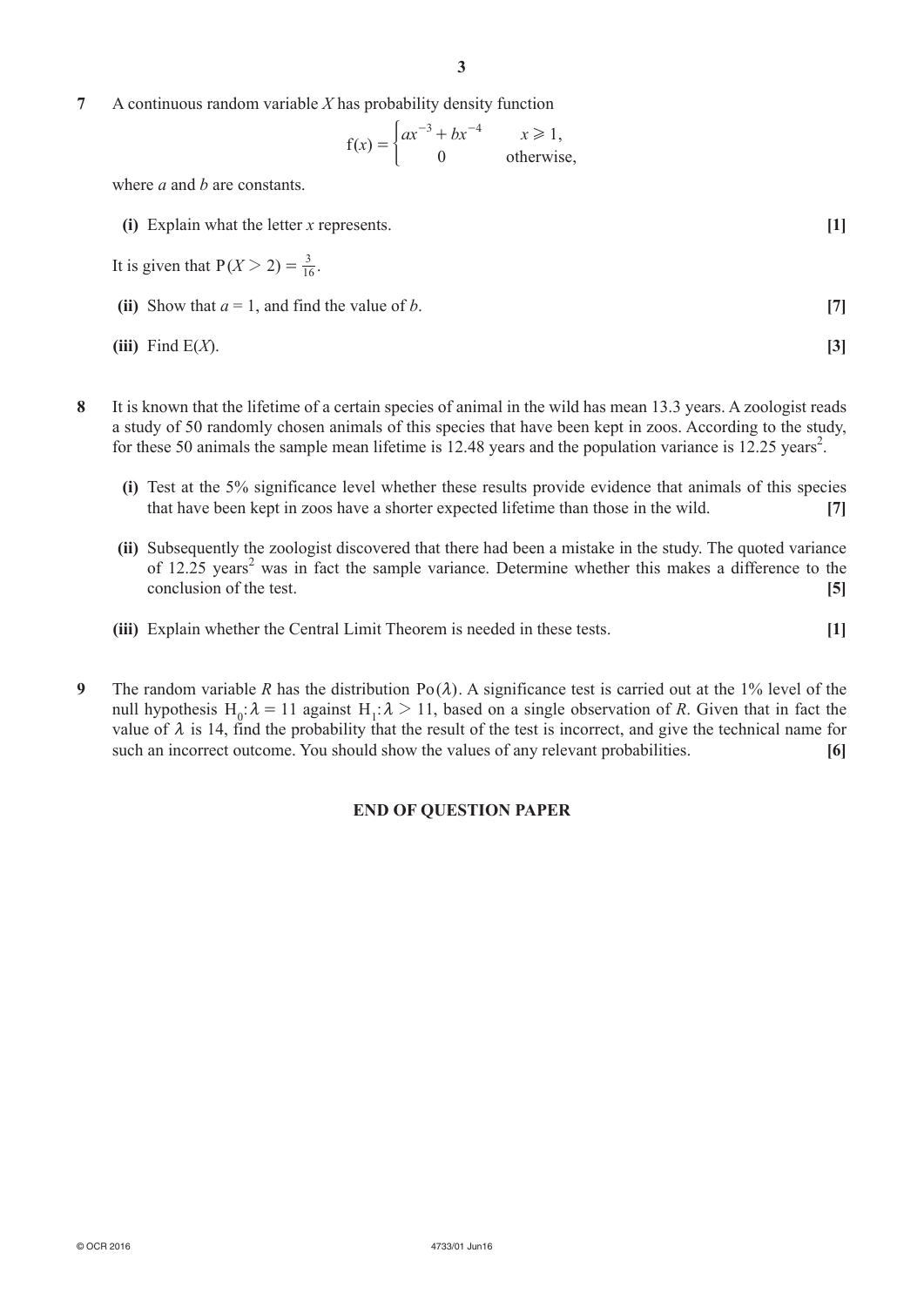**7** A continuous random variable $X$ has probability density function

$$f(x) = \begin{cases} ax^{-3} + bx^{-4} & x \geqslant 1, \\ 0 & \text{otherwise,} \end{cases}$$

where $a$ and $b$ are constants.

**(i)** Explain what the letter $x$ represents. **[1]**

It is given that $P(X > 2) = \frac{3}{16}$.

**(ii)** Show that $a = 1$, and find the value of $b$. **[7]**

**(iii)** Find $E(X)$. **[3]**

**8** It is known that the lifetime of a certain species of animal in the wild has mean 13.3 years. A zoologist reads a study of 50 randomly chosen animals of this species that have been kept in zoos. According to the study, for these 50 animals the sample mean lifetime is 12.48 years and the population variance is 12.25 years$^2$.

**(i)** Test at the 5% significance level whether these results provide evidence that animals of this species that have been kept in zoos have a shorter expected lifetime than those in the wild. **[7]**

**(ii)** Subsequently the zoologist discovered that there had been a mistake in the study. The quoted variance of 12.25 years$^2$ was in fact the sample variance. Determine whether this makes a difference to the conclusion of the test. **[5]**

**(iii)** Explain whether the Central Limit Theorem is needed in these tests. **[1]**

**9** The random variable $R$ has the distribution $Po(\lambda)$. A significance test is carried out at the 1% level of the null hypothesis $H_0: \lambda = 11$ against $H_1: \lambda > 11$, based on a single observation of $R$. Given that in fact the value of $\lambda$ is 14, find the probability that the result of the test is incorrect, and give the technical name for such an incorrect outcome. You should show the values of any relevant probabilities. **[6]**

**END OF QUESTION PAPER**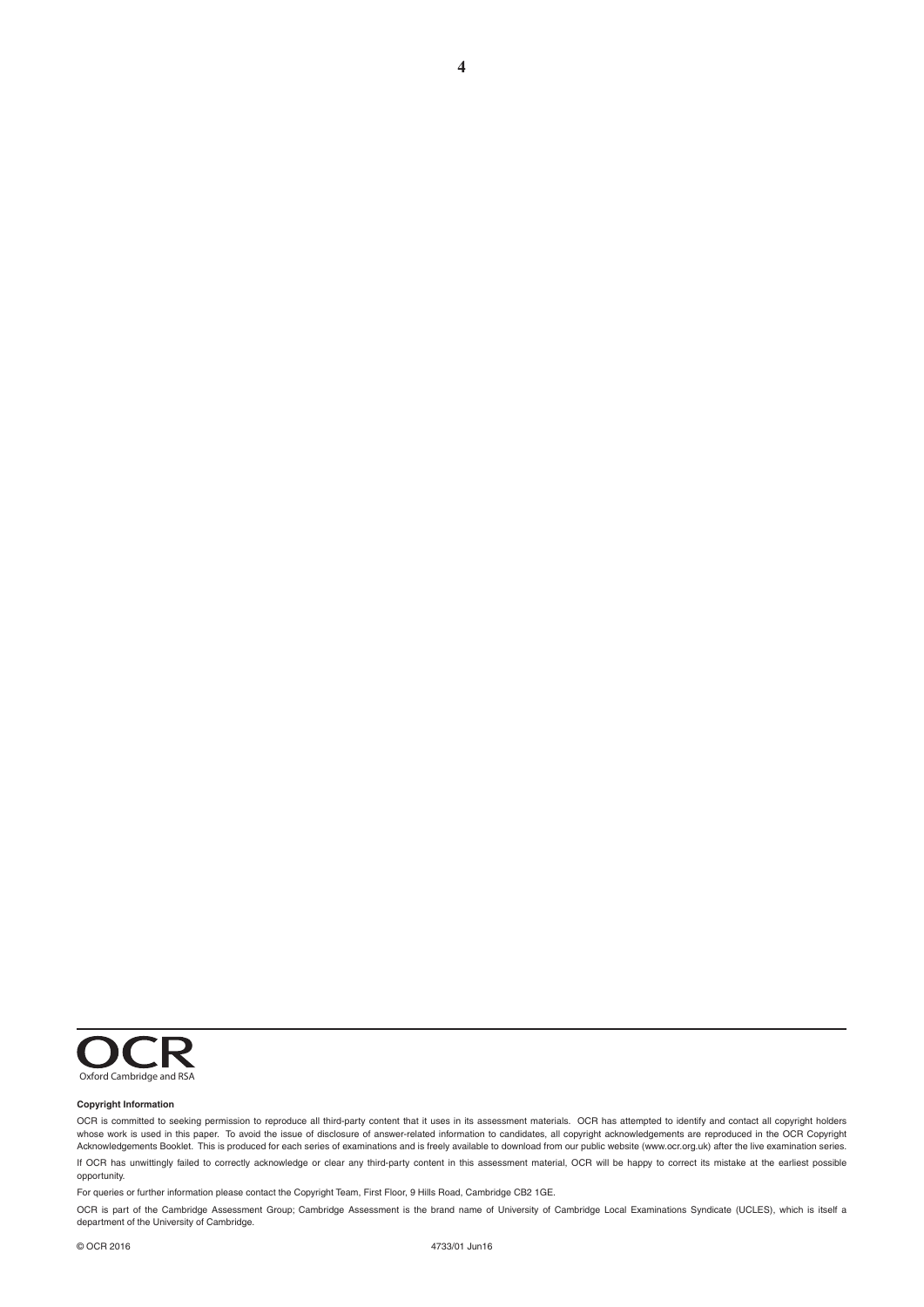OCR
Oxford Cambridge and RSA

**Copyright Information**

OCR is committed to seeking permission to reproduce all third-party content that it uses in its assessment materials. OCR has attempted to identify and contact all copyright holders whose work is used in this paper. To avoid the issue of disclosure of answer-related information to candidates, all copyright acknowledgements are reproduced in the OCR Copyright Acknowledgements Booklet. This is produced for each series of examinations and is freely available to download from our public website (www.ocr.org.uk) after the live examination series.

If OCR has unwittingly failed to correctly acknowledge or clear any third-party content in this assessment material, OCR will be happy to correct its mistake at the earliest possible opportunity.

For queries or further information please contact the Copyright Team, First Floor, 9 Hills Road, Cambridge CB2 1GE.

OCR is part of the Cambridge Assessment Group; Cambridge Assessment is the brand name of University of Cambridge Local Examinations Syndicate (UCLES), which is itself a department of the University of Cambridge.

© OCR 2016 4733/01 Jun16